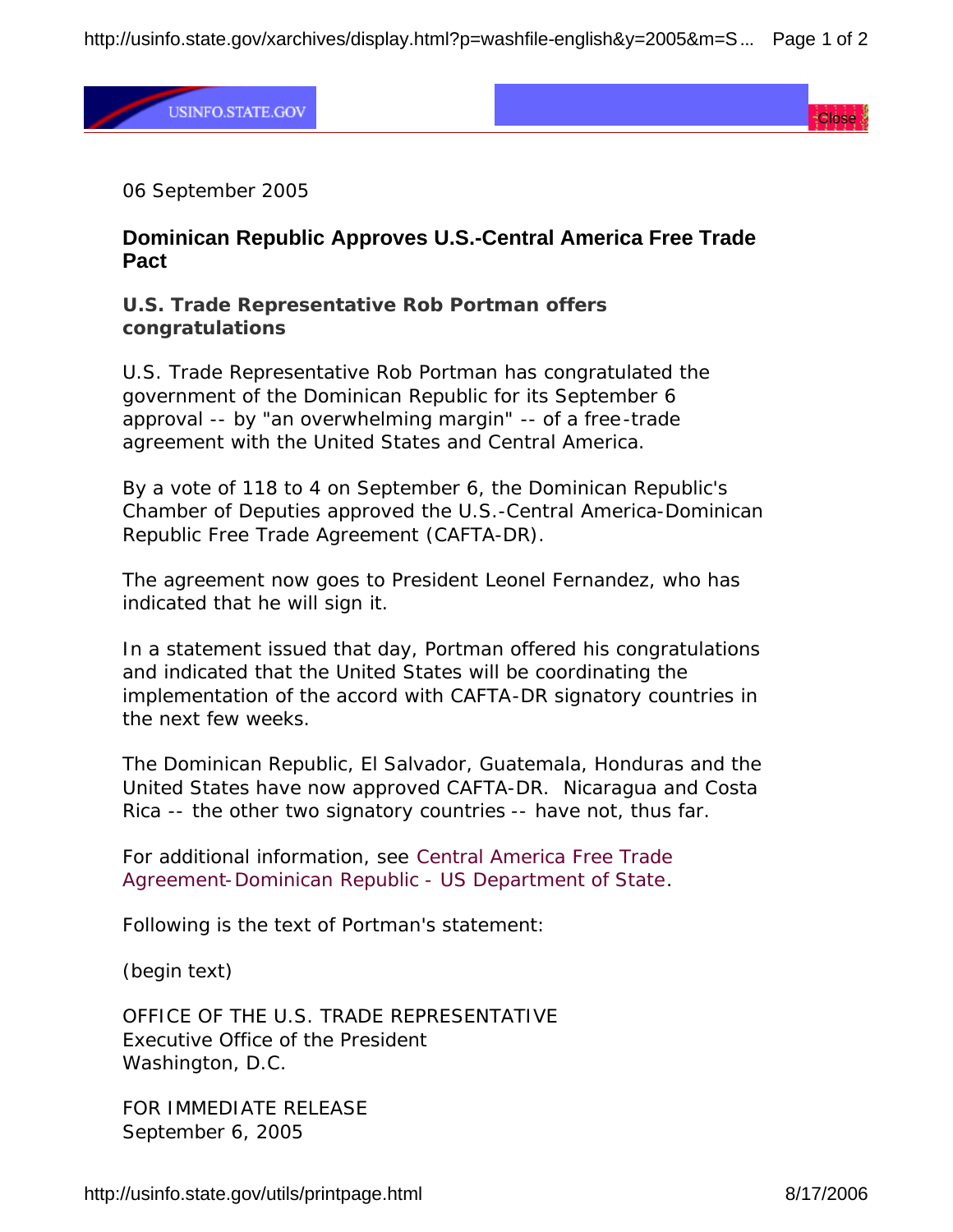06 September 2005

## Dominican Republic Approves U.S.-Central America Free Trade Pact

### U.S. Trade Representative Rob Portman offers congratulations

U.S. Trade Representative Rob Portman has congratulated the government of the Dominican Republic for its September 6 approval -- by "an overwhelming margin" -- of a free-trade agreement with the United States and Central America.

By a vote of 118 to 4 on September 6, the Dominican Republic's Chamber of Deputies approved the U.S.-Central America-Dominican Republic Free Trade Agreement (CAFTA-DR).

The agreement now goes to President Leonel Fernandez, who has indicated that he will sign it.

In a statement issued that day, Portman offered his congratulations and indicated that the United States will be coordinating the implementation of the accord with CAFTA-DR signatory countries in the next few weeks.

The Dominican Republic, El Salvador, Guatemala, Honduras and the United States have now approved CAFTA-DR. Nicaragua and Costa Rica -- the other two signatory countries -- have not, thus far.

For additional information, see Central America Free Trade Agreement-Dominican Republic - US Department of State.

Following is the text of Portman's statement:

(begin text)

OFFICE OF THE U.S. TRADE REPRESENTATIVE
Executive Office of the President
Washington, D.C.

FOR IMMEDIATE RELEASE
September 6, 2005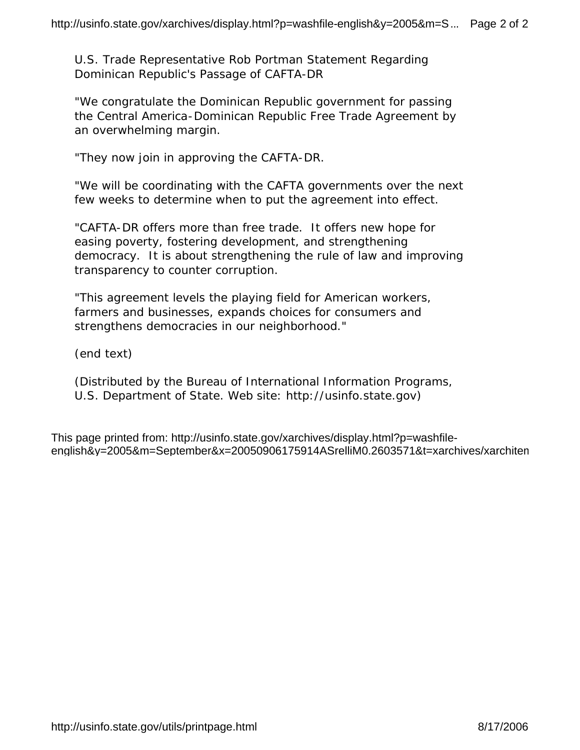U.S. Trade Representative Rob Portman Statement Regarding Dominican Republic's Passage of CAFTA-DR

"We congratulate the Dominican Republic government for passing the Central America-Dominican Republic Free Trade Agreement by an overwhelming margin.

"They now join in approving the CAFTA-DR.

"We will be coordinating with the CAFTA governments over the next few weeks to determine when to put the agreement into effect.

"CAFTA-DR offers more than free trade. It offers new hope for easing poverty, fostering development, and strengthening democracy. It is about strengthening the rule of law and improving transparency to counter corruption.

"This agreement levels the playing field for American workers, farmers and businesses, expands choices for consumers and strengthens democracies in our neighborhood."

(end text)

(Distributed by the Bureau of International Information Programs, U.S. Department of State. Web site: http://usinfo.state.gov)

This page printed from: http://usinfo.state.gov/xarchives/display.html?p=washfile-english&y=2005&m=September&x=20050906175914ASrelliM0.2603571&t=xarchives/xarchiten